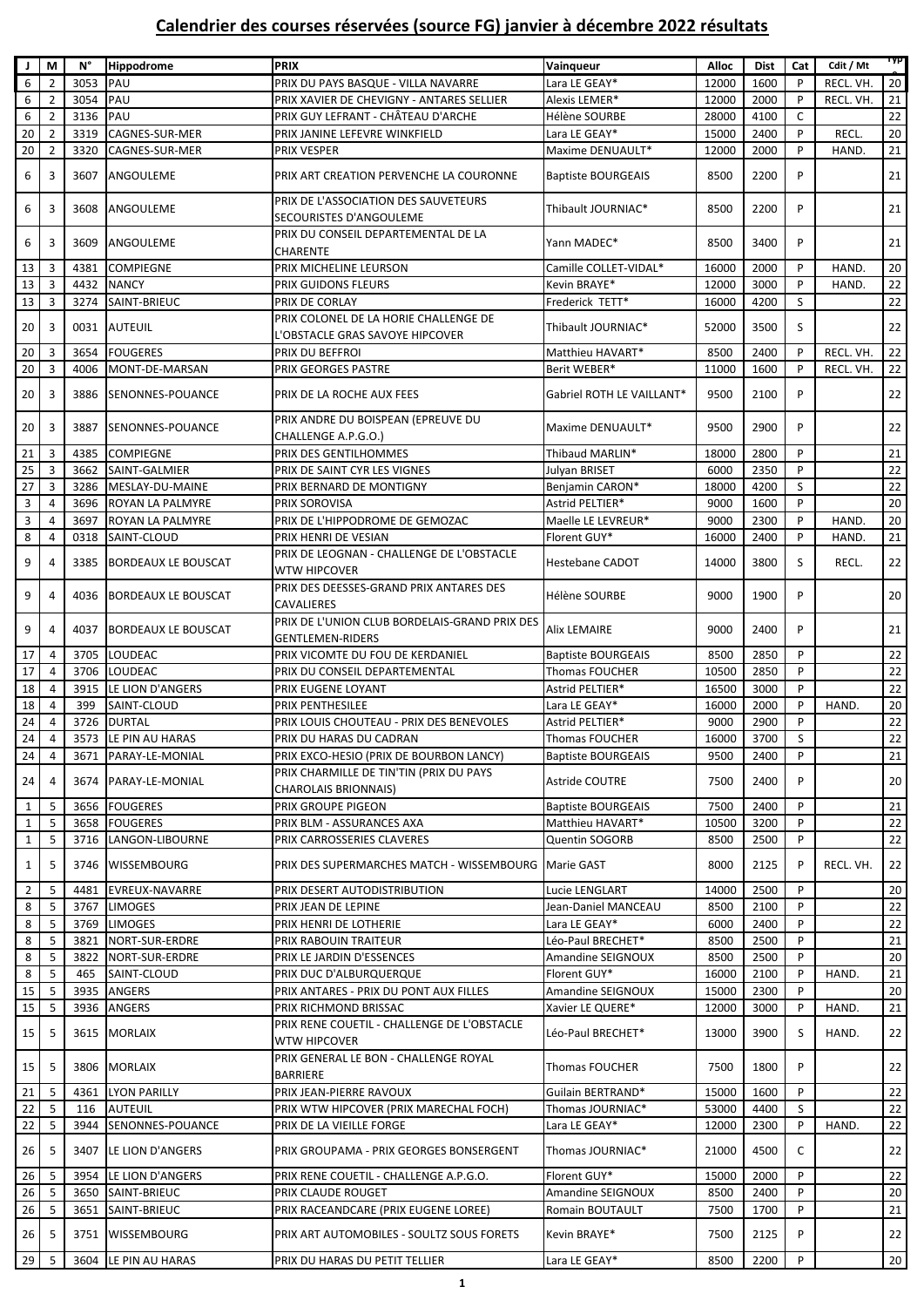# Calendrier des courses réservées (source FG) janvier à décembre 2022 résultats

| J | M | N° | Hippodrome | PRIX | Vainqueur | Alloc | Dist | Cat | Cdit / Mt | Type |
|---|---|---|---|---|---|---|---|---|---|---|
| 6 | 2 | 3053 | PAU | PRIX DU PAYS BASQUE - VILLA NAVARRE | Lara LE GEAY* | 12000 | 1600 | P | RECL. VH. | 20 |
| 6 | 2 | 3054 | PAU | PRIX XAVIER DE CHEVIGNY - ANTARES SELLIER | Alexis LEMER* | 12000 | 2000 | P | RECL. VH. | 21 |
| 6 | 2 | 3136 | PAU | PRIX GUY LEFRANT - CHÂTEAU D'ARCHE | Hélène SOURBE | 28000 | 4100 | C | | 22 |
| 20 | 2 | 3319 | CAGNES-SUR-MER | PRIX JANINE LEFEVRE WINKFIELD | Lara LE GEAY* | 15000 | 2400 | P | RECL. | 20 |
| 20 | 2 | 3320 | CAGNES-SUR-MER | PRIX VESPER | Maxime DENUAULT* | 12000 | 2000 | P | HAND. | 21 |
| 6 | 3 | 3607 | ANGOULEME | PRIX ART CREATION PERVENCHE LA COURONNE | Baptiste BOURGEAIS | 8500 | 2200 | P | | 21 |
| 6 | 3 | 3608 | ANGOULEME | PRIX DE L'ASSOCIATION DES SAUVETEURS SECOURISTES D'ANGOULEME | Thibault JOURNIAC* | 8500 | 2200 | P | | 21 |
| 6 | 3 | 3609 | ANGOULEME | PRIX DU CONSEIL DEPARTEMENTAL DE LA CHARENTE | Yann MADEC* | 8500 | 3400 | P | | 21 |
| 13 | 3 | 4381 | COMPIEGNE | PRIX MICHELINE LEURSON | Camille COLLET-VIDAL* | 16000 | 2000 | P | HAND. | 20 |
| 13 | 3 | 4432 | NANCY | PRIX GUIDONS FLEURS | Kevin BRAYE* | 12000 | 3000 | P | HAND. | 22 |
| 13 | 3 | 3274 | SAINT-BRIEUC | PRIX DE CORLAY | Frederick TETT* | 16000 | 4200 | S | | 22 |
| 20 | 3 | 0031 | AUTEUIL | PRIX COLONEL DE LA HORIE CHALLENGE DE L'OBSTACLE GRAS SAVOYE HIPCOVER | Thibault JOURNIAC* | 52000 | 3500 | S | | 22 |
| 20 | 3 | 3654 | FOUGERES | PRIX DU BEFFROI | Matthieu HAVART* | 8500 | 2400 | P | RECL. VH. | 22 |
| 20 | 3 | 4006 | MONT-DE-MARSAN | PRIX GEORGES PASTRE | Berit WEBER* | 11000 | 1600 | P | RECL. VH. | 22 |
| 20 | 3 | 3886 | SENONNES-POUANCE | PRIX DE LA ROCHE AUX FEES | Gabriel ROTH LE VAILLANT* | 9500 | 2100 | P | | 22 |
| 20 | 3 | 3887 | SENONNES-POUANCE | PRIX ANDRE DU BOISPEAN (EPREUVE DU CHALLENGE A.P.G.O.) | Maxime DENUAULT* | 9500 | 2900 | P | | 22 |
| 21 | 3 | 4385 | COMPIEGNE | PRIX DES GENTILHOMMES | Thibaud MARLIN* | 18000 | 2800 | P | | 21 |
| 25 | 3 | 3662 | SAINT-GALMIER | PRIX DE SAINT CYR LES VIGNES | Julyan BRISET | 6000 | 2350 | P | | 22 |
| 27 | 3 | 3286 | MESLAY-DU-MAINE | PRIX BERNARD DE MONTIGNY | Benjamin CARON* | 18000 | 4200 | S | | 22 |
| 3 | 4 | 3696 | ROYAN LA PALMYRE | PRIX SOROVISA | Astrid PELTIER* | 9000 | 1600 | P | | 20 |
| 3 | 4 | 3697 | ROYAN LA PALMYRE | PRIX DE L'HIPPODROME DE GEMOZAC | Maelle LE LEVREUR* | 9000 | 2300 | P | HAND. | 20 |
| 8 | 4 | 0318 | SAINT-CLOUD | PRIX HENRI DE VESIAN | Florent GUY* | 16000 | 2400 | P | HAND. | 21 |
| 9 | 4 | 3385 | BORDEAUX LE BOUSCAT | PRIX DE LEOGNAN - CHALLENGE DE L'OBSTACLE WTW HIPCOVER | Hestebane CADOT | 14000 | 3800 | S | RECL. | 22 |
| 9 | 4 | 4036 | BORDEAUX LE BOUSCAT | PRIX DES DEESSES-GRAND PRIX ANTARES DES CAVALIERES | Hélène SOURBE | 9000 | 1900 | P | | 20 |
| 9 | 4 | 4037 | BORDEAUX LE BOUSCAT | PRIX DE L'UNION CLUB BORDELAIS-GRAND PRIX DES GENTLEMEN-RIDERS | Alix LEMAIRE | 9000 | 2400 | P | | 21 |
| 17 | 4 | 3705 | LOUDEAC | PRIX VICOMTE DU FOU DE KERDANIEL | Baptiste BOURGEAIS | 8500 | 2850 | P | | 22 |
| 17 | 4 | 3706 | LOUDEAC | PRIX DU CONSEIL DEPARTEMENTAL | Thomas FOUCHER | 10500 | 2850 | P | | 22 |
| 18 | 4 | 3915 | LE LION D'ANGERS | PRIX EUGENE LOYANT | Astrid PELTIER* | 16500 | 3000 | P | | 22 |
| 18 | 4 | 399 | SAINT-CLOUD | PRIX PENTHESILEE | Lara LE GEAY* | 16000 | 2000 | P | HAND. | 20 |
| 24 | 4 | 3726 | DURTAL | PRIX LOUIS CHOUTEAU - PRIX DES BENEVOLES | Astrid PELTIER* | 9000 | 2900 | P | | 22 |
| 24 | 4 | 3573 | LE PIN AU HARAS | PRIX DU HARAS DU CADRAN | Thomas FOUCHER | 16000 | 3700 | S | | 22 |
| 24 | 4 | 3671 | PARAY-LE-MONIAL | PRIX EXCO-HESIO (PRIX DE BOURBON LANCY) | Baptiste BOURGEAIS | 9500 | 2400 | P | | 21 |
| 24 | 4 | 3674 | PARAY-LE-MONIAL | PRIX CHARMILLE DE TIN'TIN (PRIX DU PAYS CHAROLAIS BRIONNAIS) | Astride COUTRE | 7500 | 2400 | P | | 20 |
| 1 | 5 | 3656 | FOUGERES | PRIX GROUPE PIGEON | Baptiste BOURGEAIS | 7500 | 2400 | P | | 21 |
| 1 | 5 | 3658 | FOUGERES | PRIX BLM - ASSURANCES AXA | Matthieu HAVART* | 10500 | 3200 | P | | 22 |
| 1 | 5 | 3716 | LANGON-LIBOURNE | PRIX CARROSSERIES CLAVERES | Quentin SOGORB | 8500 | 2500 | P | | 22 |
| 1 | 5 | 3746 | WISSEMBOURG | PRIX DES SUPERMARCHES MATCH - WISSEMBOURG | Marie GAST | 8000 | 2125 | P | RECL. VH. | 22 |
| 2 | 5 | 4481 | EVREUX-NAVARRE | PRIX DESERT AUTODISTRIBUTION | Lucie LENGLART | 14000 | 2500 | P | | 20 |
| 8 | 5 | 3767 | LIMOGES | PRIX JEAN DE LEPINE | Jean-Daniel MANCEAU | 8500 | 2100 | P | | 22 |
| 8 | 5 | 3769 | LIMOGES | PRIX HENRI DE LOTHERIE | Lara LE GEAY* | 6000 | 2400 | P | | 22 |
| 8 | 5 | 3821 | NORT-SUR-ERDRE | PRIX RABOUIN TRAITEUR | Léo-Paul BRECHET* | 8500 | 2500 | P | | 21 |
| 8 | 5 | 3822 | NORT-SUR-ERDRE | PRIX LE JARDIN D'ESSENCES | Amandine SEIGNOUX | 8500 | 2500 | P | | 20 |
| 8 | 5 | 465 | SAINT-CLOUD | PRIX DUC D'ALBURQUERQUE | Florent GUY* | 16000 | 2100 | P | HAND. | 21 |
| 15 | 5 | 3935 | ANGERS | PRIX ANTARES - PRIX DU PONT AUX FILLES | Amandine SEIGNOUX | 15000 | 2300 | P | | 20 |
| 15 | 5 | 3936 | ANGERS | PRIX RICHMOND BRISSAC | Xavier LE QUERE* | 12000 | 3000 | P | HAND. | 21 |
| 15 | 5 | 3615 | MORLAIX | PRIX RENE COUETIL - CHALLENGE DE L'OBSTACLE WTW HIPCOVER | Léo-Paul BRECHET* | 13000 | 3900 | S | HAND. | 22 |
| 15 | 5 | 3806 | MORLAIX | PRIX GENERAL LE BON - CHALLENGE ROYAL BARRIERE | Thomas FOUCHER | 7500 | 1800 | P | | 22 |
| 21 | 5 | 4361 | LYON PARILLY | PRIX JEAN-PIERRE RAVOUX | Guilain BERTRAND* | 15000 | 1600 | P | | 22 |
| 22 | 5 | 116 | AUTEUIL | PRIX WTW HIPCOVER (PRIX MARECHAL FOCH) | Thomas JOURNIAC* | 53000 | 4400 | S | | 22 |
| 22 | 5 | 3944 | SENONNES-POUANCE | PRIX DE LA VIEILLE FORGE | Lara LE GEAY* | 12000 | 2300 | P | HAND. | 22 |
| 26 | 5 | 3407 | LE LION D'ANGERS | PRIX GROUPAMA - PRIX GEORGES BONSERGENT | Thomas JOURNIAC* | 21000 | 4500 | C | | 22 |
| 26 | 5 | 3954 | LE LION D'ANGERS | PRIX RENE COUETIL - CHALLENGE A.P.G.O. | Florent GUY* | 15000 | 2000 | P | | 22 |
| 26 | 5 | 3650 | SAINT-BRIEUC | PRIX CLAUDE ROUGET | Amandine SEIGNOUX | 8500 | 2400 | P | | 20 |
| 26 | 5 | 3651 | SAINT-BRIEUC | PRIX RACEANDCARE (PRIX EUGENE LOREE) | Romain BOUTAULT | 7500 | 1700 | P | | 21 |
| 26 | 5 | 3751 | WISSEMBOURG | PRIX ART AUTOMOBILES - SOULTZ SOUS FORETS | Kevin BRAYE* | 7500 | 2125 | P | | 22 |
| 29 | 5 | 3604 | LE PIN AU HARAS | PRIX DU HARAS DU PETIT TELLIER | Lara LE GEAY* | 8500 | 2200 | P | | 20 |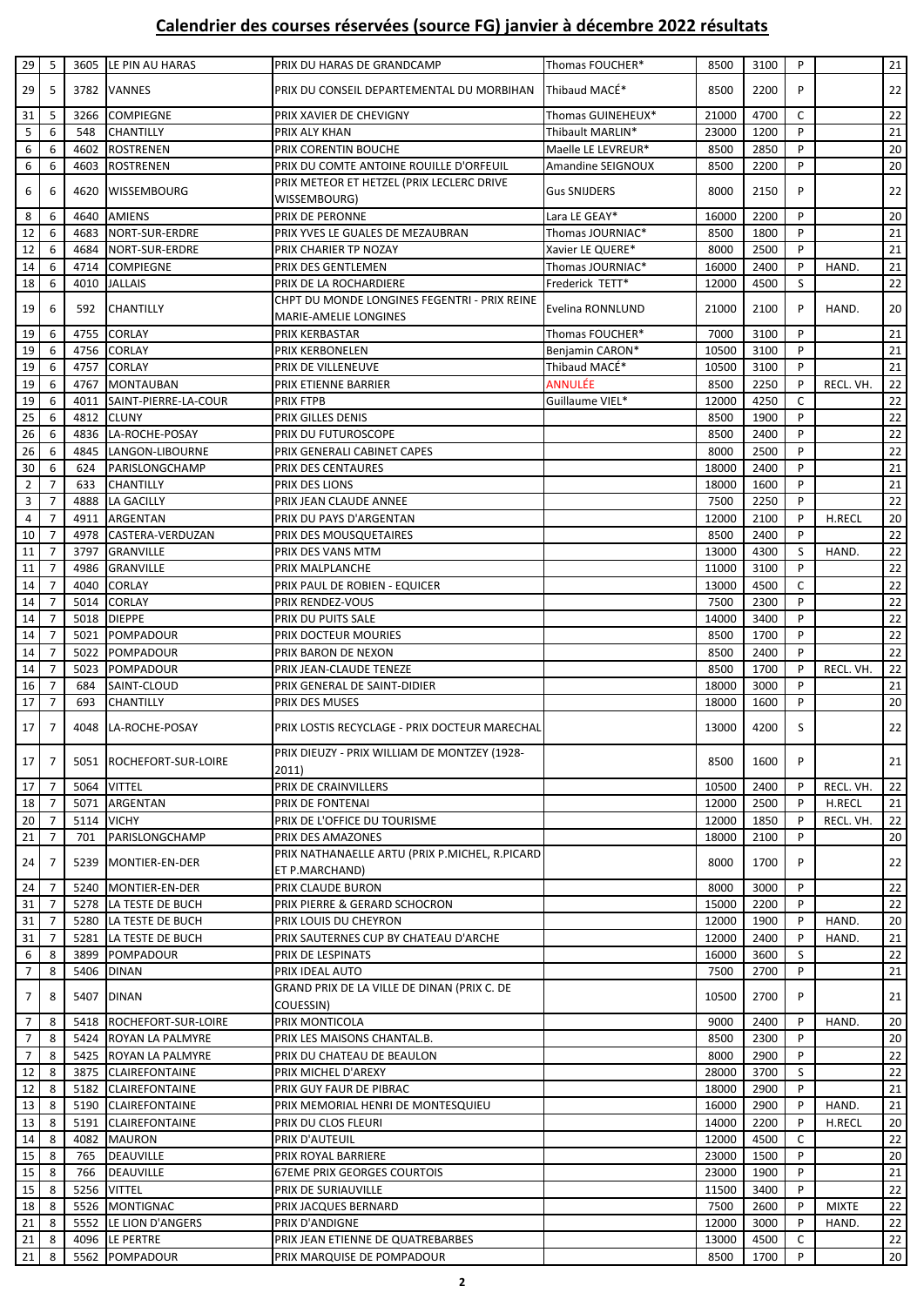# Calendrier des courses réservées (source FG) janvier à décembre 2022 résultats

| | | | | | | | | | | |
|---|---|---|---|---|---|---|---|---|---|---|
| 29 | 5 | 3605 | LE PIN AU HARAS | PRIX DU HARAS DE GRANDCAMP | Thomas FOUCHER* | 8500 | 3100 | P | | 21 |
| 29 | 5 | 3782 | VANNES | PRIX DU CONSEIL DEPARTEMENTAL DU MORBIHAN | Thibaud MACÉ* | 8500 | 2200 | P | | 22 |
| 31 | 5 | 3266 | COMPIEGNE | PRIX XAVIER DE CHEVIGNY | Thomas GUINEHEUX* | 21000 | 4700 | C | | 22 |
| 5 | 6 | 548 | CHANTILLY | PRIX ALY KHAN | Thibault MARLIN* | 23000 | 1200 | P | | 21 |
| 6 | 6 | 4602 | ROSTRENEN | PRIX CORENTIN BOUCHE | Maelle LE LEVREUR* | 8500 | 2850 | P | | 20 |
| 6 | 6 | 4603 | ROSTRENEN | PRIX DU COMTE ANTOINE ROUILLE D'ORFEUIL | Amandine SEIGNOUX | 8500 | 2200 | P | | 20 |
| 6 | 6 | 4620 | WISSEMBOURG | PRIX METEOR ET HETZEL (PRIX LECLERC DRIVE WISSEMBOURG) | Gus SNIJDERS | 8000 | 2150 | P | | 22 |
| 8 | 6 | 4640 | AMIENS | PRIX DE PERONNE | Lara LE GEAY* | 16000 | 2200 | P | | 20 |
| 12 | 6 | 4683 | NORT-SUR-ERDRE | PRIX YVES LE GUALES DE MEZAUBRAN | Thomas JOURNIAC* | 8500 | 1800 | P | | 21 |
| 12 | 6 | 4684 | NORT-SUR-ERDRE | PRIX CHARIER TP NOZAY | Xavier LE QUERE* | 8000 | 2500 | P | | 21 |
| 14 | 6 | 4714 | COMPIEGNE | PRIX DES GENTLEMEN | Thomas JOURNIAC* | 16000 | 2400 | P | HAND. | 21 |
| 18 | 6 | 4010 | JALLAIS | PRIX DE LA ROCHARDIERE | Frederick TETT* | 12000 | 4500 | S | | 22 |
| 19 | 6 | 592 | CHANTILLY | CHPT DU MONDE LONGINES FEGENTRI - PRIX REINE MARIE-AMELIE LONGINES | Evelina RONNLUND | 21000 | 2100 | P | HAND. | 20 |
| 19 | 6 | 4755 | CORLAY | PRIX KERBASTAR | Thomas FOUCHER* | 7000 | 3100 | P | | 21 |
| 19 | 6 | 4756 | CORLAY | PRIX KERBONELEN | Benjamin CARON* | 10500 | 3100 | P | | 21 |
| 19 | 6 | 4757 | CORLAY | PRIX DE VILLENEUVE | Thibaud MACÉ* | 10500 | 3100 | P | | 21 |
| 19 | 6 | 4767 | MONTAUBAN | PRIX ETIENNE BARRIER | ANNULÉE | 8500 | 2250 | P | RECL. VH. | 22 |
| 19 | 6 | 4011 | SAINT-PIERRE-LA-COUR | PRIX FTPB | Guillaume VIEL* | 12000 | 4250 | C | | 22 |
| 25 | 6 | 4812 | CLUNY | PRIX GILLES DENIS | | 8500 | 1900 | P | | 22 |
| 26 | 6 | 4836 | LA-ROCHE-POSAY | PRIX DU FUTUROSCOPE | | 8500 | 2400 | P | | 22 |
| 26 | 6 | 4845 | LANGON-LIBOURNE | PRIX GENERALI CABINET CAPES | | 8000 | 2500 | P | | 22 |
| 30 | 6 | 624 | PARISLONGCHAMP | PRIX DES CENTAURES | | 18000 | 2400 | P | | 21 |
| 2 | 7 | 633 | CHANTILLY | PRIX DES LIONS | | 18000 | 1600 | P | | 21 |
| 3 | 7 | 4888 | LA GACILLY | PRIX JEAN CLAUDE ANNEE | | 7500 | 2250 | P | | 22 |
| 4 | 7 | 4911 | ARGENTAN | PRIX DU PAYS D'ARGENTAN | | 12000 | 2100 | P | H.RECL | 20 |
| 10 | 7 | 4978 | CASTERA-VERDUZAN | PRIX DES MOUSQUETAIRES | | 8500 | 2400 | P | | 22 |
| 11 | 7 | 3797 | GRANVILLE | PRIX DES VANS MTM | | 13000 | 4300 | S | HAND. | 22 |
| 11 | 7 | 4986 | GRANVILLE | PRIX MALPLANCHE | | 11000 | 3100 | P | | 22 |
| 14 | 7 | 4040 | CORLAY | PRIX PAUL DE ROBIEN - EQUICER | | 13000 | 4500 | C | | 22 |
| 14 | 7 | 5014 | CORLAY | PRIX RENDEZ-VOUS | | 7500 | 2300 | P | | 22 |
| 14 | 7 | 5018 | DIEPPE | PRIX DU PUITS SALE | | 14000 | 3400 | P | | 22 |
| 14 | 7 | 5021 | POMPADOUR | PRIX DOCTEUR MOURIES | | 8500 | 1700 | P | | 22 |
| 14 | 7 | 5022 | POMPADOUR | PRIX BARON DE NEXON | | 8500 | 2400 | P | | 22 |
| 14 | 7 | 5023 | POMPADOUR | PRIX JEAN-CLAUDE TENEZE | | 8500 | 1700 | P | RECL. VH. | 22 |
| 16 | 7 | 684 | SAINT-CLOUD | PRIX GENERAL DE SAINT-DIDIER | | 18000 | 3000 | P | | 21 |
| 17 | 7 | 693 | CHANTILLY | PRIX DES MUSES | | 18000 | 1600 | P | | 20 |
| 17 | 7 | 4048 | LA-ROCHE-POSAY | PRIX LOSTIS RECYCLAGE - PRIX DOCTEUR MARECHAL | | 13000 | 4200 | S | | 22 |
| 17 | 7 | 5051 | ROCHEFORT-SUR-LOIRE | PRIX DIEUZY - PRIX WILLIAM DE MONTZEY (1928-2011) | | 8500 | 1600 | P | | 21 |
| 17 | 7 | 5064 | VITTEL | PRIX DE CRAINVILLERS | | 10500 | 2400 | P | RECL. VH. | 22 |
| 18 | 7 | 5071 | ARGENTAN | PRIX DE FONTENAI | | 12000 | 2500 | P | H.RECL | 21 |
| 20 | 7 | 5114 | VICHY | PRIX DE L'OFFICE DU TOURISME | | 12000 | 1850 | P | RECL. VH. | 22 |
| 21 | 7 | 701 | PARISLONGCHAMP | PRIX DES AMAZONES | | 18000 | 2100 | P | | 20 |
| 24 | 7 | 5239 | MONTIER-EN-DER | PRIX NATHANAELLE ARTU (PRIX P.MICHEL, R.PICARD ET P.MARCHAND) | | 8000 | 1700 | P | | 22 |
| 24 | 7 | 5240 | MONTIER-EN-DER | PRIX CLAUDE BURON | | 8000 | 3000 | P | | 22 |
| 31 | 7 | 5278 | LA TESTE DE BUCH | PRIX PIERRE & GERARD SCHOCRON | | 15000 | 2200 | P | | 22 |
| 31 | 7 | 5280 | LA TESTE DE BUCH | PRIX LOUIS DU CHEYRON | | 12000 | 1900 | P | HAND. | 20 |
| 31 | 7 | 5281 | LA TESTE DE BUCH | PRIX SAUTERNES CUP BY CHATEAU D'ARCHE | | 12000 | 2400 | P | HAND. | 21 |
| 6 | 8 | 3899 | POMPADOUR | PRIX DE LESPINATS | | 16000 | 3600 | S | | 22 |
| 7 | 8 | 5406 | DINAN | PRIX IDEAL AUTO | | 7500 | 2700 | P | | 21 |
| 7 | 8 | 5407 | DINAN | GRAND PRIX DE LA VILLE DE DINAN (PRIX C. DE COUESSIN) | | 10500 | 2700 | P | | 21 |
| 7 | 8 | 5418 | ROCHEFORT-SUR-LOIRE | PRIX MONTICOLA | | 9000 | 2400 | P | HAND. | 20 |
| 7 | 8 | 5424 | ROYAN LA PALMYRE | PRIX LES MAISONS CHANTAL.B. | | 8500 | 2300 | P | | 20 |
| 7 | 8 | 5425 | ROYAN LA PALMYRE | PRIX DU CHATEAU DE BEAULON | | 8000 | 2900 | P | | 22 |
| 12 | 8 | 3875 | CLAIREFONTAINE | PRIX MICHEL D'AREXY | | 28000 | 3700 | S | | 22 |
| 12 | 8 | 5182 | CLAIREFONTAINE | PRIX GUY FAUR DE PIBRAC | | 18000 | 2900 | P | | 21 |
| 13 | 8 | 5190 | CLAIREFONTAINE | PRIX MEMORIAL HENRI DE MONTESQUIEU | | 16000 | 2900 | P | HAND. | 21 |
| 13 | 8 | 5191 | CLAIREFONTAINE | PRIX DU CLOS FLEURI | | 14000 | 2200 | P | H.RECL | 20 |
| 14 | 8 | 4082 | MAURON | PRIX D'AUTEUIL | | 12000 | 4500 | C | | 22 |
| 15 | 8 | 765 | DEAUVILLE | PRIX ROYAL BARRIERE | | 23000 | 1500 | P | | 20 |
| 15 | 8 | 766 | DEAUVILLE | 67EME PRIX GEORGES COURTOIS | | 23000 | 1900 | P | | 21 |
| 15 | 8 | 5256 | VITTEL | PRIX DE SURIAUVILLE | | 11500 | 3400 | P | | 22 |
| 18 | 8 | 5526 | MONTIGNAC | PRIX JACQUES BERNARD | | 7500 | 2600 | P | MIXTE | 22 |
| 21 | 8 | 5552 | LE LION D'ANGERS | PRIX D'ANDIGNE | | 12000 | 3000 | P | HAND. | 22 |
| 21 | 8 | 4096 | LE PERTRE | PRIX JEAN ETIENNE DE QUATREBARBES | | 13000 | 4500 | C | | 22 |
| 21 | 8 | 5562 | POMPADOUR | PRIX MARQUISE DE POMPADOUR | | 8500 | 1700 | P | | 20 |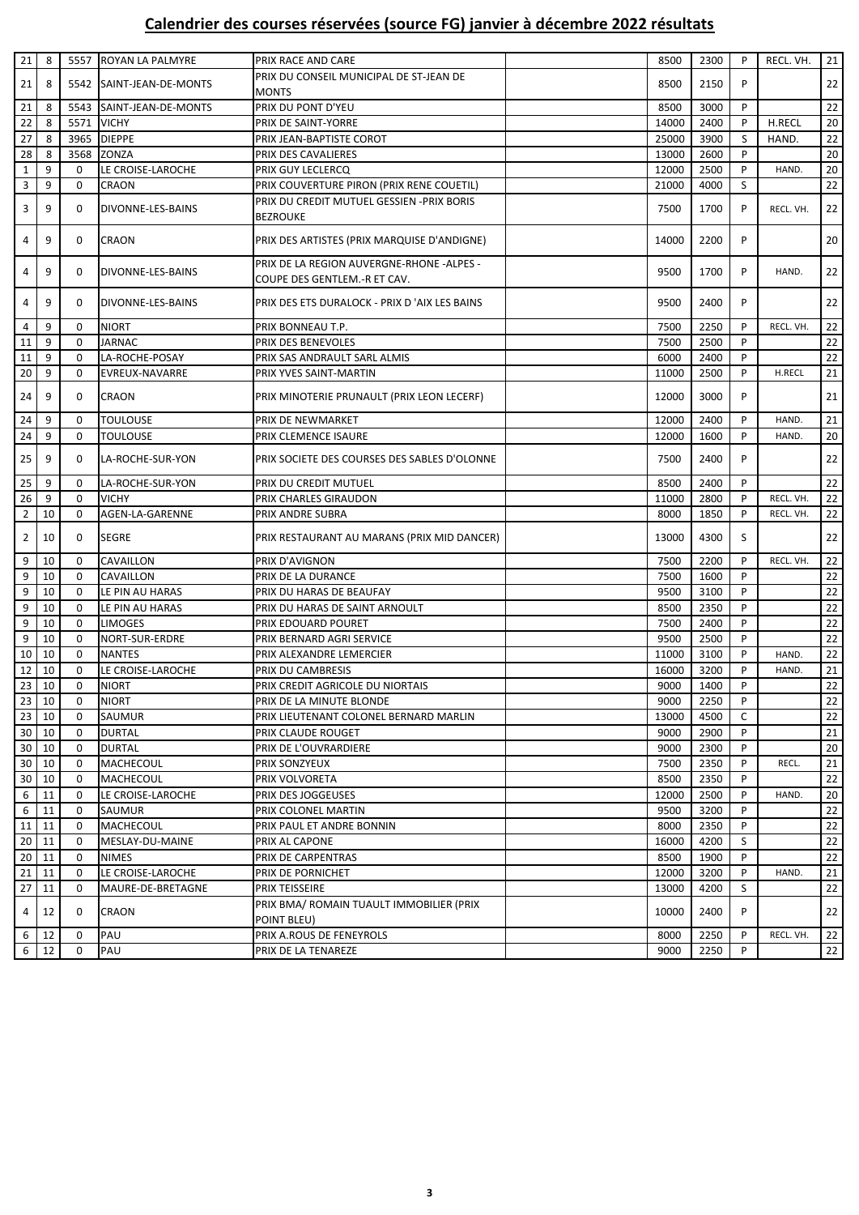## Calendrier des courses réservées (source FG) janvier à décembre 2022 résultats

| | | | | | | | | | | |
|---|---|---|---|---|---|---|---|---|---|---|
| 21 | 8 | 5557 | ROYAN LA PALMYRE | PRIX RACE AND CARE | | 8500 | 2300 | P | RECL. VH. | 21 |
| 21 | 8 | 5542 | SAINT-JEAN-DE-MONTS | PRIX DU CONSEIL MUNICIPAL DE ST-JEAN DE MONTS | | 8500 | 2150 | P | | 22 |
| 21 | 8 | 5543 | SAINT-JEAN-DE-MONTS | PRIX DU PONT D'YEU | | 8500 | 3000 | P | | 22 |
| 22 | 8 | 5571 | VICHY | PRIX DE SAINT-YORRE | | 14000 | 2400 | P | H.RECL | 20 |
| 27 | 8 | 3965 | DIEPPE | PRIX JEAN-BAPTISTE COROT | | 25000 | 3900 | S | HAND. | 22 |
| 28 | 8 | 3568 | ZONZA | PRIX DES CAVALIERES | | 13000 | 2600 | P | | 20 |
| 1 | 9 | 0 | LE CROISE-LAROCHE | PRIX GUY LECLERCQ | | 12000 | 2500 | P | HAND. | 20 |
| 3 | 9 | 0 | CRAON | PRIX COUVERTURE PIRON (PRIX RENE COUETIL) | | 21000 | 4000 | S | | 22 |
| 3 | 9 | 0 | DIVONNE-LES-BAINS | PRIX DU CREDIT MUTUEL GESSIEN -PRIX BORIS BEZROUKE | | 7500 | 1700 | P | RECL. VH. | 22 |
| 4 | 9 | 0 | CRAON | PRIX DES ARTISTES (PRIX MARQUISE D'ANDIGNE) | | 14000 | 2200 | P | | 20 |
| 4 | 9 | 0 | DIVONNE-LES-BAINS | PRIX DE LA REGION AUVERGNE-RHONE -ALPES - COUPE DES GENTLEM.-R ET CAV. | | 9500 | 1700 | P | HAND. | 22 |
| 4 | 9 | 0 | DIVONNE-LES-BAINS | PRIX DES ETS DURALOCK - PRIX D 'AIX LES BAINS | | 9500 | 2400 | P | | 22 |
| 4 | 9 | 0 | NIORT | PRIX BONNEAU T.P. | | 7500 | 2250 | P | RECL. VH. | 22 |
| 11 | 9 | 0 | JARNAC | PRIX DES BENEVOLES | | 7500 | 2500 | P | | 22 |
| 11 | 9 | 0 | LA-ROCHE-POSAY | PRIX SAS ANDRAULT SARL ALMIS | | 6000 | 2400 | P | | 22 |
| 20 | 9 | 0 | EVREUX-NAVARRE | PRIX YVES SAINT-MARTIN | | 11000 | 2500 | P | H.RECL | 21 |
| 24 | 9 | 0 | CRAON | PRIX MINOTERIE PRUNAULT (PRIX LEON LECERF) | | 12000 | 3000 | P | | 21 |
| 24 | 9 | 0 | TOULOUSE | PRIX DE NEWMARKET | | 12000 | 2400 | P | HAND. | 21 |
| 24 | 9 | 0 | TOULOUSE | PRIX CLEMENCE ISAURE | | 12000 | 1600 | P | HAND. | 20 |
| 25 | 9 | 0 | LA-ROCHE-SUR-YON | PRIX SOCIETE DES COURSES DES SABLES D'OLONNE | | 7500 | 2400 | P | | 22 |
| 25 | 9 | 0 | LA-ROCHE-SUR-YON | PRIX DU CREDIT MUTUEL | | 8500 | 2400 | P | | 22 |
| 26 | 9 | 0 | VICHY | PRIX CHARLES GIRAUDON | | 11000 | 2800 | P | RECL. VH. | 22 |
| 2 | 10 | 0 | AGEN-LA-GARENNE | PRIX ANDRE SUBRA | | 8000 | 1850 | P | RECL. VH. | 22 |
| 2 | 10 | 0 | SEGRE | PRIX RESTAURANT AU MARANS (PRIX MID DANCER) | | 13000 | 4300 | S | | 22 |
| 9 | 10 | 0 | CAVAILLON | PRIX D'AVIGNON | | 7500 | 2200 | P | RECL. VH. | 22 |
| 9 | 10 | 0 | CAVAILLON | PRIX DE LA DURANCE | | 7500 | 1600 | P | | 22 |
| 9 | 10 | 0 | LE PIN AU HARAS | PRIX DU HARAS DE BEAUFAY | | 9500 | 3100 | P | | 22 |
| 9 | 10 | 0 | LE PIN AU HARAS | PRIX DU HARAS DE SAINT ARNOULT | | 8500 | 2350 | P | | 22 |
| 9 | 10 | 0 | LIMOGES | PRIX EDOUARD POURET | | 7500 | 2400 | P | | 22 |
| 9 | 10 | 0 | NORT-SUR-ERDRE | PRIX BERNARD AGRI SERVICE | | 9500 | 2500 | P | | 22 |
| 10 | 10 | 0 | NANTES | PRIX ALEXANDRE LEMERCIER | | 11000 | 3100 | P | HAND. | 22 |
| 12 | 10 | 0 | LE CROISE-LAROCHE | PRIX DU CAMBRESIS | | 16000 | 3200 | P | HAND. | 21 |
| 23 | 10 | 0 | NIORT | PRIX CREDIT AGRICOLE DU NIORTAIS | | 9000 | 1400 | P | | 22 |
| 23 | 10 | 0 | NIORT | PRIX DE LA MINUTE BLONDE | | 9000 | 2250 | P | | 22 |
| 23 | 10 | 0 | SAUMUR | PRIX LIEUTENANT COLONEL BERNARD MARLIN | | 13000 | 4500 | C | | 22 |
| 30 | 10 | 0 | DURTAL | PRIX CLAUDE ROUGET | | 9000 | 2900 | P | | 21 |
| 30 | 10 | 0 | DURTAL | PRIX DE L'OUVRARDIERE | | 9000 | 2300 | P | | 20 |
| 30 | 10 | 0 | MACHECOUL | PRIX SONZYEUX | | 7500 | 2350 | P | RECL. | 21 |
| 30 | 10 | 0 | MACHECOUL | PRIX VOLVORETA | | 8500 | 2350 | P | | 22 |
| 6 | 11 | 0 | LE CROISE-LAROCHE | PRIX DES JOGGEUSES | | 12000 | 2500 | P | HAND. | 20 |
| 6 | 11 | 0 | SAUMUR | PRIX COLONEL MARTIN | | 9500 | 3200 | P | | 22 |
| 11 | 11 | 0 | MACHECOUL | PRIX PAUL ET ANDRE BONNIN | | 8000 | 2350 | P | | 22 |
| 20 | 11 | 0 | MESLAY-DU-MAINE | PRIX AL CAPONE | | 16000 | 4200 | S | | 22 |
| 20 | 11 | 0 | NIMES | PRIX DE CARPENTRAS | | 8500 | 1900 | P | | 22 |
| 21 | 11 | 0 | LE CROISE-LAROCHE | PRIX DE PORNICHET | | 12000 | 3200 | P | HAND. | 21 |
| 27 | 11 | 0 | MAURE-DE-BRETAGNE | PRIX TEISSEIRE | | 13000 | 4200 | S | | 22 |
| 4 | 12 | 0 | CRAON | PRIX BMA/ ROMAIN TUAULT IMMOBILIER (PRIX POINT BLEU) | | 10000 | 2400 | P | | 22 |
| 6 | 12 | 0 | PAU | PRIX A.ROUS DE FENEYROLS | | 8000 | 2250 | P | RECL. VH. | 22 |
| 6 | 12 | 0 | PAU | PRIX DE LA TENAREZE | | 9000 | 2250 | P | | 22 |